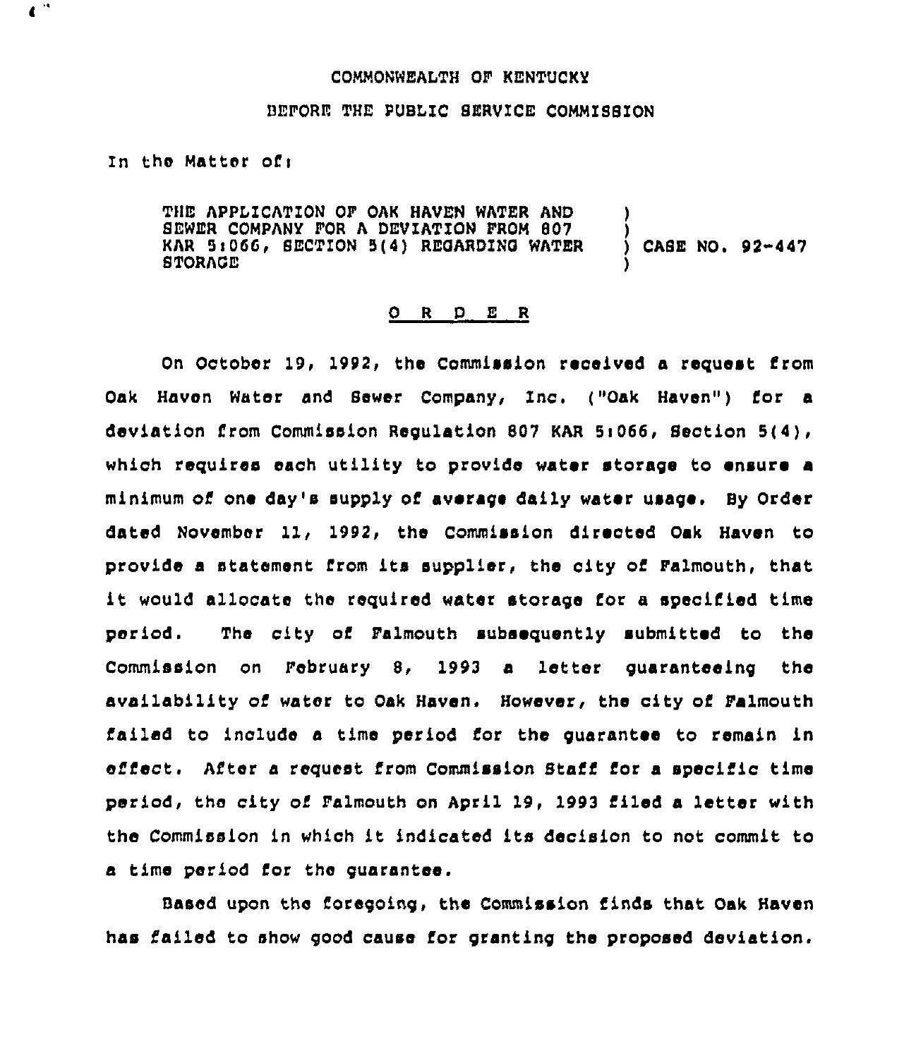COMMONWEALTH OF KENTUCKY

BEFORE THE PUBLIC SERVICE COMMISSION

In the Matter of:

THE APPLICATION OF OAK HAVEN WATER AND SEWER COMPANY FOR A DEVIATION FROM 807 KAR 5:066, SECTION 5(4) REGARDING WATER STORAGE ) CASE NO. 92-447

## O R D E R

On October 19, 1992, the Commission received a request from Oak Haven Water and Sewer Company, Inc. ("Oak Haven") for a deviation from Commission Regulation 807 KAR 5:066, Section 5(4), which requires each utility to provide water storage to ensure a minimum of one day's supply of average daily water usage. By Order dated November 11, 1992, the Commission directed Oak Haven to provide a statement from its supplier, the city of Falmouth, that it would allocate the required water storage for a specified time period. The city of Falmouth subsequently submitted to the Commission on February 8, 1993 a letter guaranteeing the availability of water to Oak Haven. However, the city of Falmouth failed to include a time period for the guarantee to remain in effect. After a request from Commission Staff for a specific time period, the city of Falmouth on April 19, 1993 filed a letter with the Commission in which it indicated its decision to not commit to a time period for the guarantee.

Based upon the foregoing, the Commission finds that Oak Haven has failed to show good cause for granting the proposed deviation.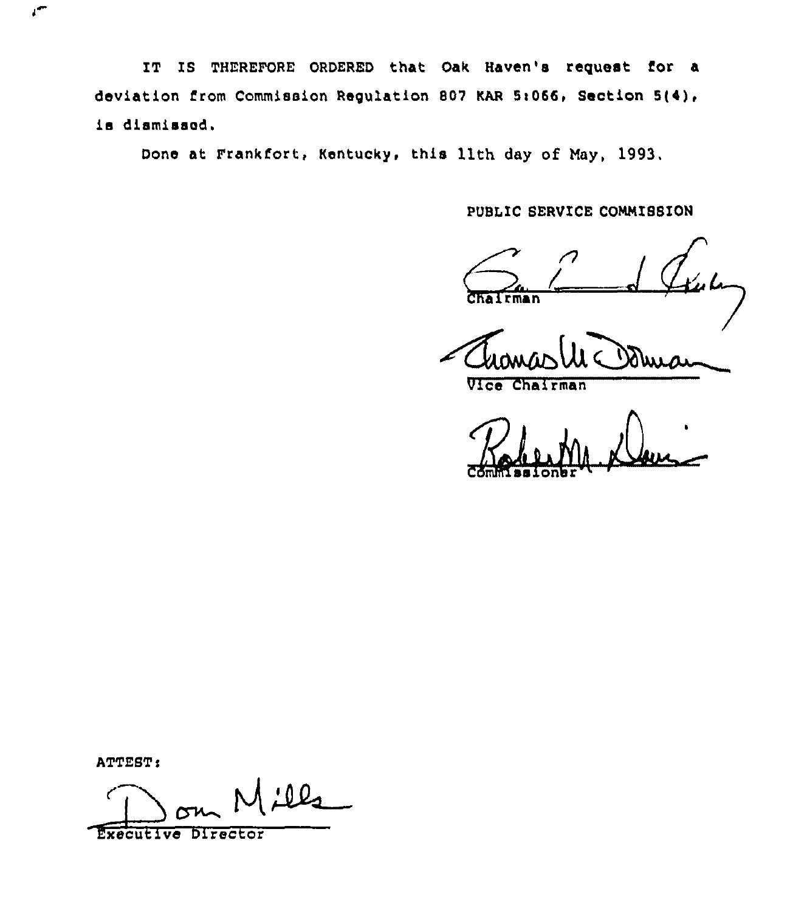IT IS THEREFORE ORDERED that Oak Haven's request for a deviation from Commission Regulation 807 KAR 5:066, Section 5(4), is dismissed.

Done at Frankfort, Kentucky, this 11th day of May, 1993.

PUBLIC SERVICE COMMISSION

Chairman

Vice Chairman

Commissioner

ATTEST:

Executive Director